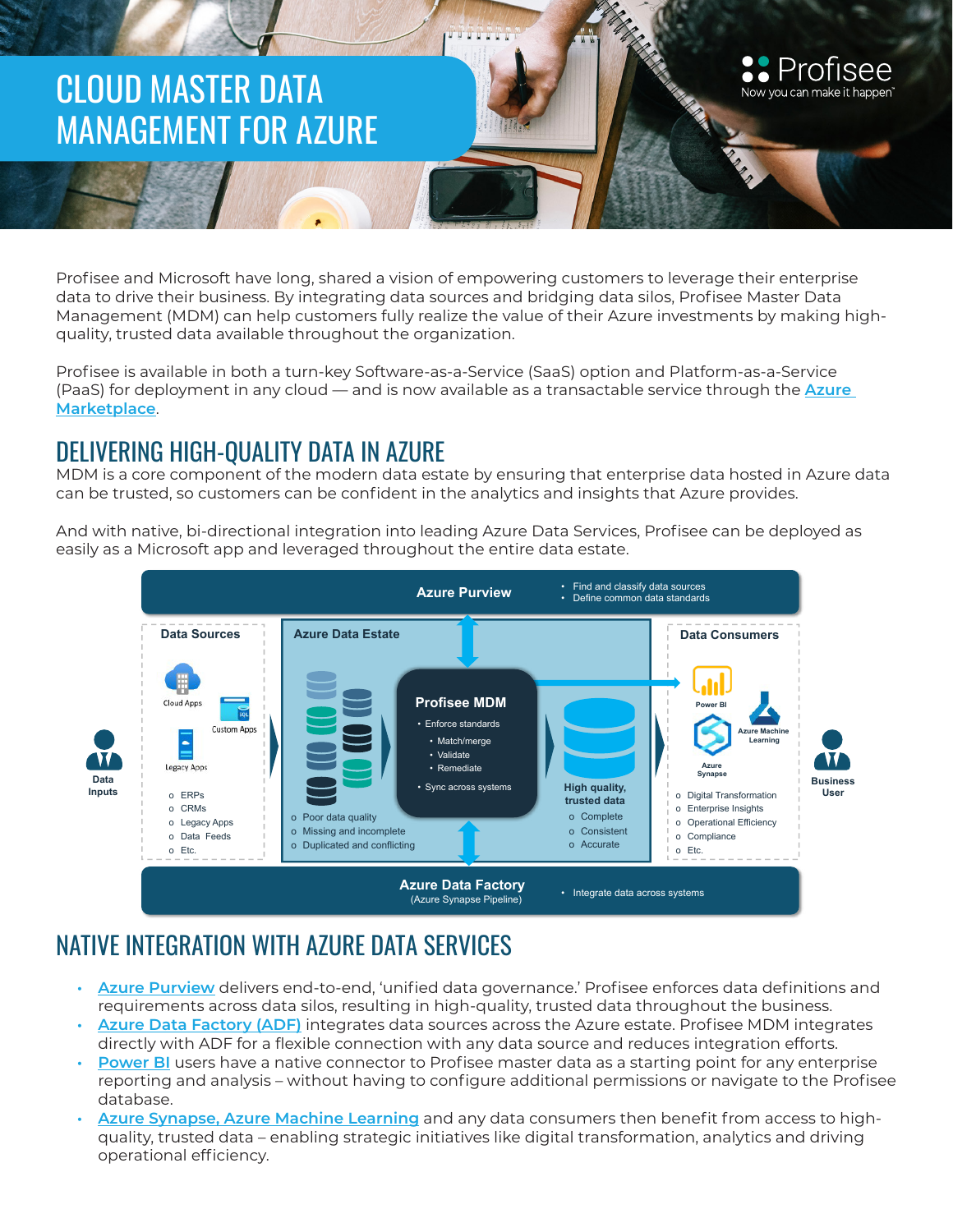# CLOUD MASTER DATA MANAGEMENT FOR AZURE

Profisee and Microsoft have long, shared a vision of empowering customers to leverage their enterprise data to drive their business. By integrating data sources and bridging data silos, Profisee Master Data Management (MDM) can help customers fully realize the value of their Azure investments by making high-quality, trusted data available throughout the organization.

Profisee is available in both a turn-key Software-as-a-Service (SaaS) option and Platform-as-a-Service (PaaS) for deployment in any cloud — and is now available as a transactable service through the [Azure Marketplace](Azure Marketplace).

## DELIVERING HIGH-QUALITY DATA IN AZURE

MDM is a core component of the modern data estate by ensuring that enterprise data hosted in Azure data can be trusted, so customers can be confident in the analytics and insights that Azure provides.

And with native, bi-directional integration into leading Azure Data Services, Profisee can be deployed as easily as a Microsoft app and leveraged throughout the entire data estate.

**Azure Purview**
- Find and classify data sources
- Define common data standards

**Data Inputs**

**Data Sources**

Cloud Apps, Custom Apps, Legacy Apps

- ERPs
- CRMs
- Legacy Apps
- Data Feeds
- Etc.

**Azure Data Estate**

- Poor data quality
- Missing and incomplete
- Duplicated and conflicting

**Profisee MDM**
- Enforce standards
  - Match/merge
  - Validate
  - Remediate
- Sync across systems

**High quality, trusted data**
- Complete
- Consistent
- Accurate

**Data Consumers**

Power BI, Azure Machine Learning, Azure Synapse

- Digital Transformation
- Enterprise Insights
- Operational Efficiency
- Compliance
- Etc.

**Business User**

**Azure Data Factory** (Azure Synapse Pipeline)
- Integrate data across systems

## NATIVE INTEGRATION WITH AZURE DATA SERVICES

- **Azure Purview** delivers end-to-end, 'unified data governance.' Profisee enforces data definitions and requirements across data silos, resulting in high-quality, trusted data throughout the business.
- **Azure Data Factory (ADF)** integrates data sources across the Azure estate. Profisee MDM integrates directly with ADF for a flexible connection with any data source and reduces integration efforts.
- **Power BI** users have a native connector to Profisee master data as a starting point for any enterprise reporting and analysis – without having to configure additional permissions or navigate to the Profisee database.
- **Azure Synapse, Azure Machine Learning** and any data consumers then benefit from access to high-quality, trusted data – enabling strategic initiatives like digital transformation, analytics and driving operational efficiency.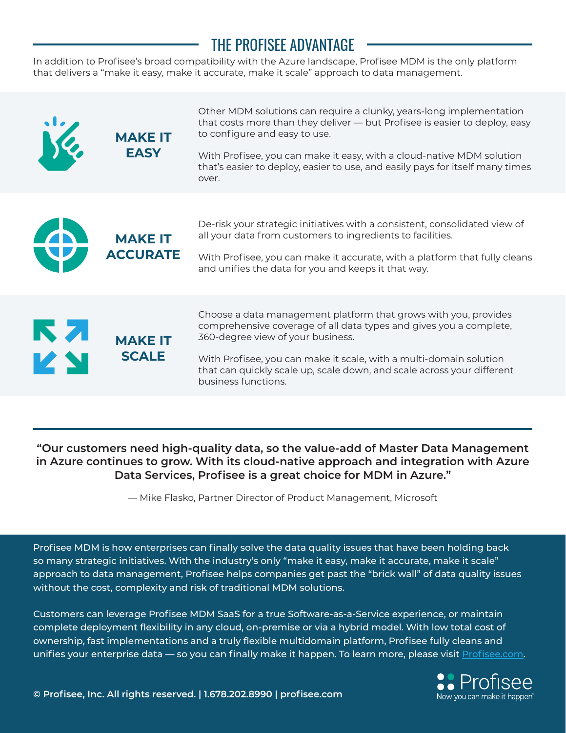## THE PROFISEE ADVANTAGE

In addition to Profisee's broad compatibility with the Azure landscape, Profisee MDM is the only platform that delivers a "make it easy, make it accurate, make it scale" approach to data management.

### MAKE IT EASY

Other MDM solutions can require a clunky, years-long implementation that costs more than they deliver — but Profisee is easier to deploy, easy to configure and easy to use.

With Profisee, you can make it easy, with a cloud-native MDM solution that's easier to deploy, easier to use, and easily pays for itself many times over.

### MAKE IT ACCURATE

De-risk your strategic initiatives with a consistent, consolidated view of all your data from customers to ingredients to facilities.

With Profisee, you can make it accurate, with a platform that fully cleans and unifies the data for you and keeps it that way.

### MAKE IT SCALE

Choose a data management platform that grows with you, provides comprehensive coverage of all data types and gives you a complete, 360-degree view of your business.

With Profisee, you can make it scale, with a multi-domain solution that can quickly scale up, scale down, and scale across your different business functions.

---

**"Our customers need high-quality data, so the value-add of Master Data Management in Azure continues to grow. With its cloud-native approach and integration with Azure Data Services, Profisee is a great choice for MDM in Azure."**

— Mike Flasko, Partner Director of Product Management, Microsoft

Profisee MDM is how enterprises can finally solve the data quality issues that have been holding back so many strategic initiatives. With the industry's only "make it easy, make it accurate, make it scale" approach to data management, Profisee helps companies get past the "brick wall" of data quality issues without the cost, complexity and risk of traditional MDM solutions.

Customers can leverage Profisee MDM SaaS for a true Software-as-a-Service experience, or maintain complete deployment flexibility in any cloud, on-premise or via a hybrid model. With low total cost of ownership, fast implementations and a truly flexible multidomain platform, Profisee fully cleans and unifies your enterprise data — so you can finally make it happen. To learn more, please visit [Profisee.com](https://profisee.com).

**© Profisee, Inc. All rights reserved. | 1.678.202.8990 | profisee.com**

Profisee
Now you can make it happen™